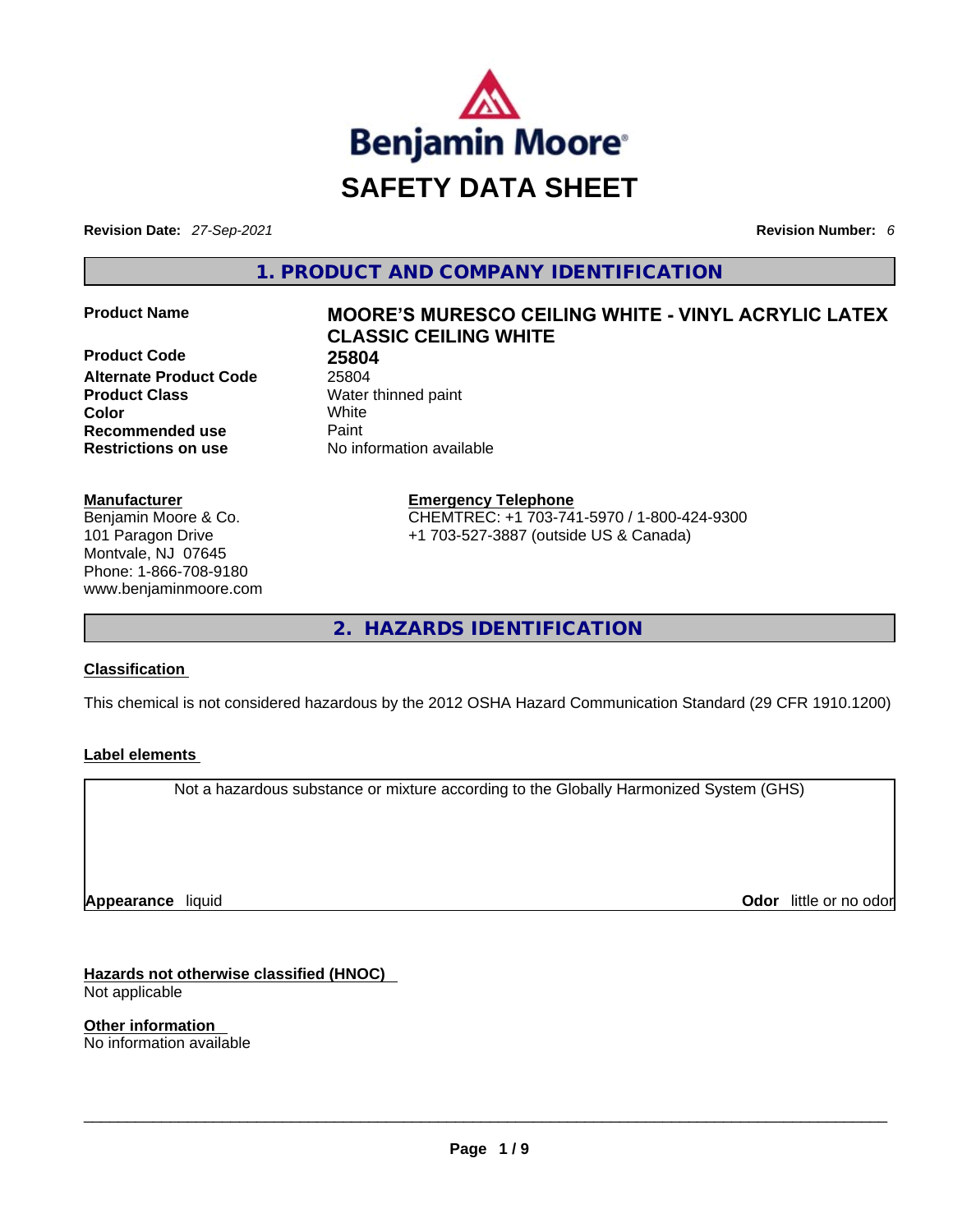Benjamin Moore

# SAFETY DATA SHEET

**Revision Date:** *27-Sep-2021* **Revision Number:** *6*

## 1. PRODUCT AND COMPANY IDENTIFICATION

| | |
|---|---|
| **Product Name** | **MOORE'S MURESCO CEILING WHITE - VINYL ACRYLIC LATEX CLASSIC CEILING WHITE** |
| **Product Code** | **25804** |
| **Alternate Product Code** | 25804 |
| **Product Class** | Water thinned paint |
| **Color** | White |
| **Recommended use** | Paint |
| **Restrictions on use** | No information available |

**Manufacturer**
Benjamin Moore & Co.
101 Paragon Drive
Montvale, NJ 07645
Phone: 1-866-708-9180
www.benjaminmoore.com

**Emergency Telephone**
CHEMTREC: +1 703-741-5970 / 1-800-424-9300
+1 703-527-3887 (outside US & Canada)

## 2. HAZARDS IDENTIFICATION

**Classification**

This chemical is not considered hazardous by the 2012 OSHA Hazard Communication Standard (29 CFR 1910.1200)

**Label elements**

Not a hazardous substance or mixture according to the Globally Harmonized System (GHS)

**Appearance** liquid **Odor** little or no odor

**Hazards not otherwise classified (HNOC)**
Not applicable

**Other information**
No information available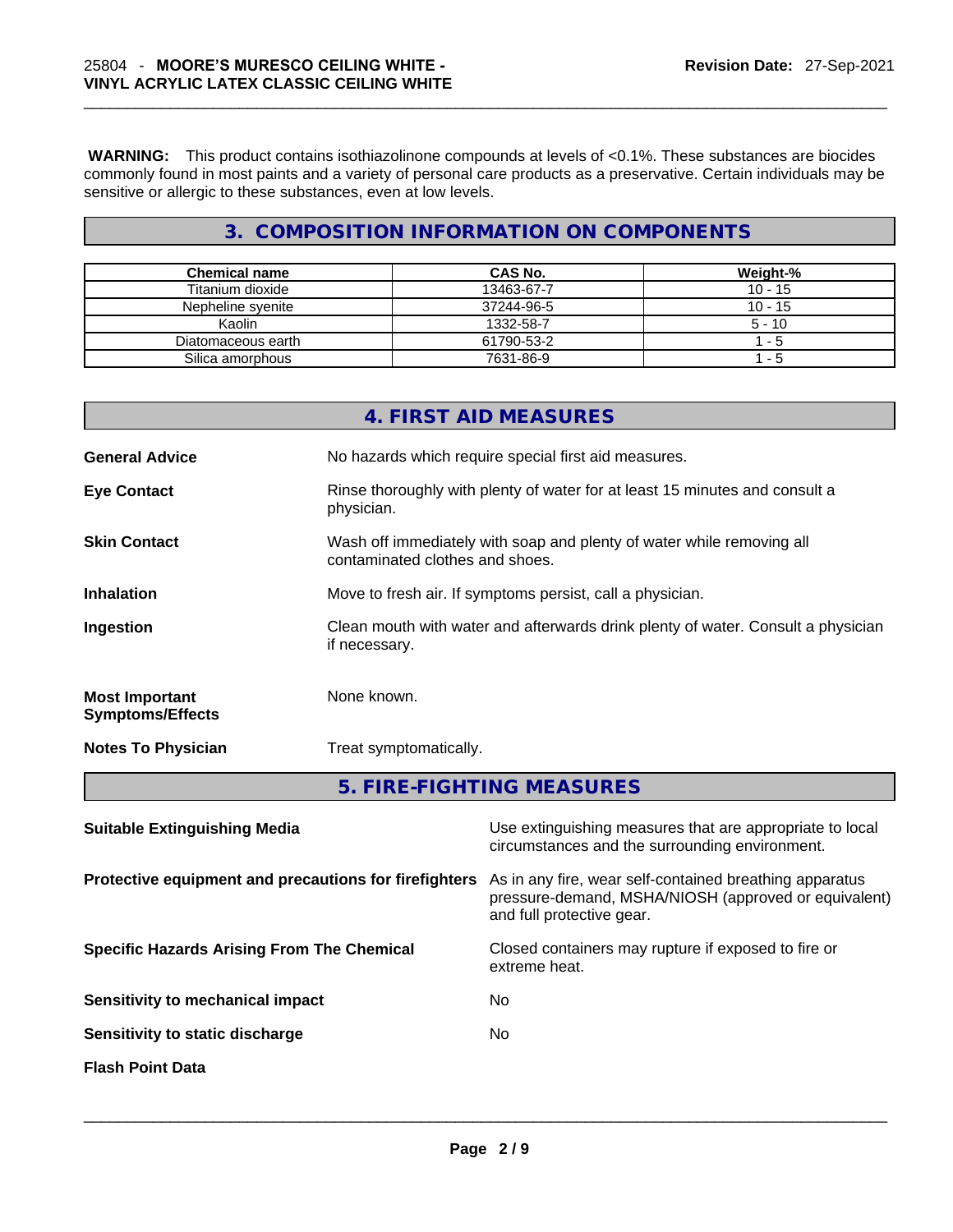**WARNING:** This product contains isothiazolinone compounds at levels of <0.1%. These substances are biocides commonly found in most paints and a variety of personal care products as a preservative. Certain individuals may be sensitive or allergic to these substances, even at low levels.

## 3. COMPOSITION INFORMATION ON COMPONENTS

| Chemical name | CAS No. | Weight-% |
|---|---|---|
| Titanium dioxide | 13463-67-7 | 10 - 15 |
| Nepheline syenite | 37244-96-5 | 10 - 15 |
| Kaolin | 1332-58-7 | 5 - 10 |
| Diatomaceous earth | 61790-53-2 | 1 - 5 |
| Silica amorphous | 7631-86-9 | 1 - 5 |

## 4. FIRST AID MEASURES

**General Advice** No hazards which require special first aid measures.

**Eye Contact** Rinse thoroughly with plenty of water for at least 15 minutes and consult a physician.

**Skin Contact** Wash off immediately with soap and plenty of water while removing all contaminated clothes and shoes.

**Inhalation** Move to fresh air. If symptoms persist, call a physician.

**Ingestion** Clean mouth with water and afterwards drink plenty of water. Consult a physician if necessary.

**Most Important Symptoms/Effects** None known.

**Notes To Physician** Treat symptomatically.

## 5. FIRE-FIGHTING MEASURES

**Suitable Extinguishing Media** Use extinguishing measures that are appropriate to local circumstances and the surrounding environment.

**Protective equipment and precautions for firefighters** As in any fire, wear self-contained breathing apparatus pressure-demand, MSHA/NIOSH (approved or equivalent) and full protective gear.

**Specific Hazards Arising From The Chemical** Closed containers may rupture if exposed to fire or extreme heat.

**Sensitivity to mechanical impact** No

**Sensitivity to static discharge** No

**Flash Point Data**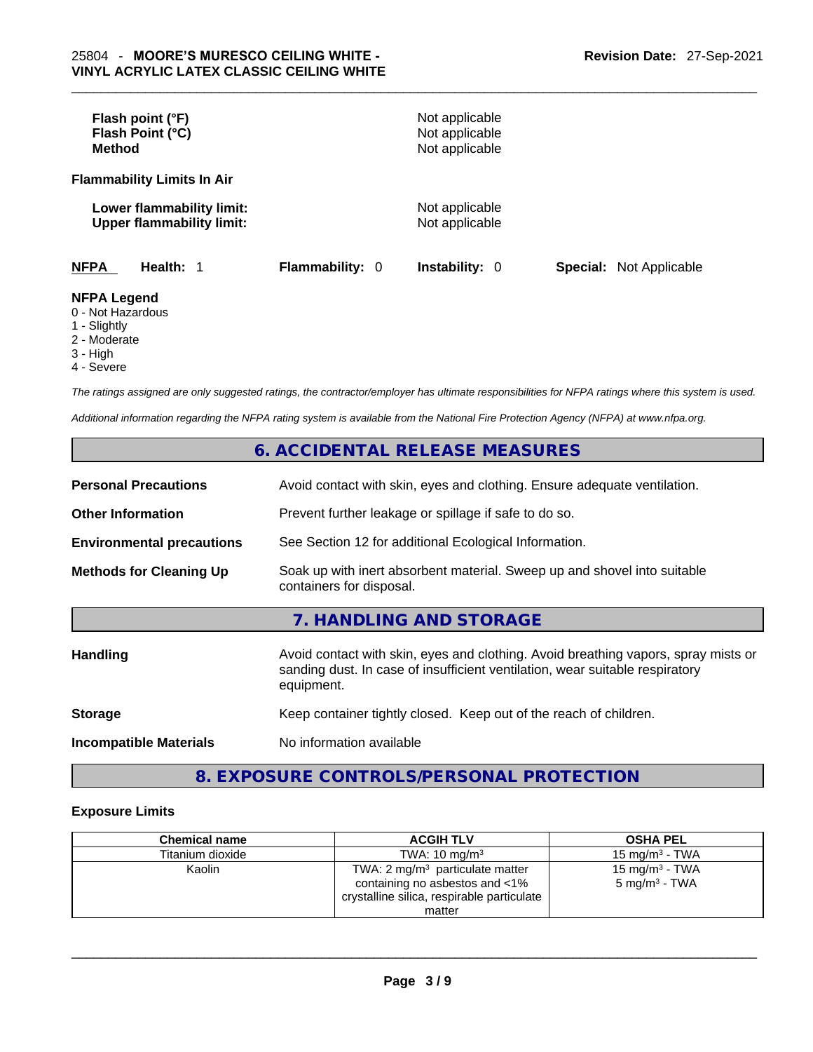| | |
|---|---|
| **Flash point (°F)** | Not applicable |
| **Flash Point (°C)** | Not applicable |
| **Method** | Not applicable |

**Flammability Limits In Air**

| | |
|---|---|
| **Lower flammability limit:** | Not applicable |
| **Upper flammability limit:** | Not applicable |

**NFPA** **Health:** 1 **Flammability:** 0 **Instability:** 0 **Special:** Not Applicable

**NFPA Legend**
- 0 - Not Hazardous
- 1 - Slightly
- 2 - Moderate
- 3 - High
- 4 - Severe

*The ratings assigned are only suggested ratings, the contractor/employer has ultimate responsibilities for NFPA ratings where this system is used.*

*Additional information regarding the NFPA rating system is available from the National Fire Protection Agency (NFPA) at www.nfpa.org.*

## 6. ACCIDENTAL RELEASE MEASURES

| | |
|---|---|
| **Personal Precautions** | Avoid contact with skin, eyes and clothing. Ensure adequate ventilation. |
| **Other Information** | Prevent further leakage or spillage if safe to do so. |
| **Environmental precautions** | See Section 12 for additional Ecological Information. |
| **Methods for Cleaning Up** | Soak up with inert absorbent material. Sweep up and shovel into suitable containers for disposal. |

## 7. HANDLING AND STORAGE

| | |
|---|---|
| **Handling** | Avoid contact with skin, eyes and clothing. Avoid breathing vapors, spray mists or sanding dust. In case of insufficient ventilation, wear suitable respiratory equipment. |
| **Storage** | Keep container tightly closed. Keep out of the reach of children. |
| **Incompatible Materials** | No information available |

## 8. EXPOSURE CONTROLS/PERSONAL PROTECTION

### Exposure Limits

| Chemical name | ACGIH TLV | OSHA PEL |
|---|---|---|
| Titanium dioxide | TWA: 10 mg/m³ | 15 mg/m³ - TWA |
| Kaolin | TWA: 2 mg/m³ particulate matter containing no asbestos and <1% crystalline silica, respirable particulate matter | 15 mg/m³ - TWA<br>5 mg/m³ - TWA |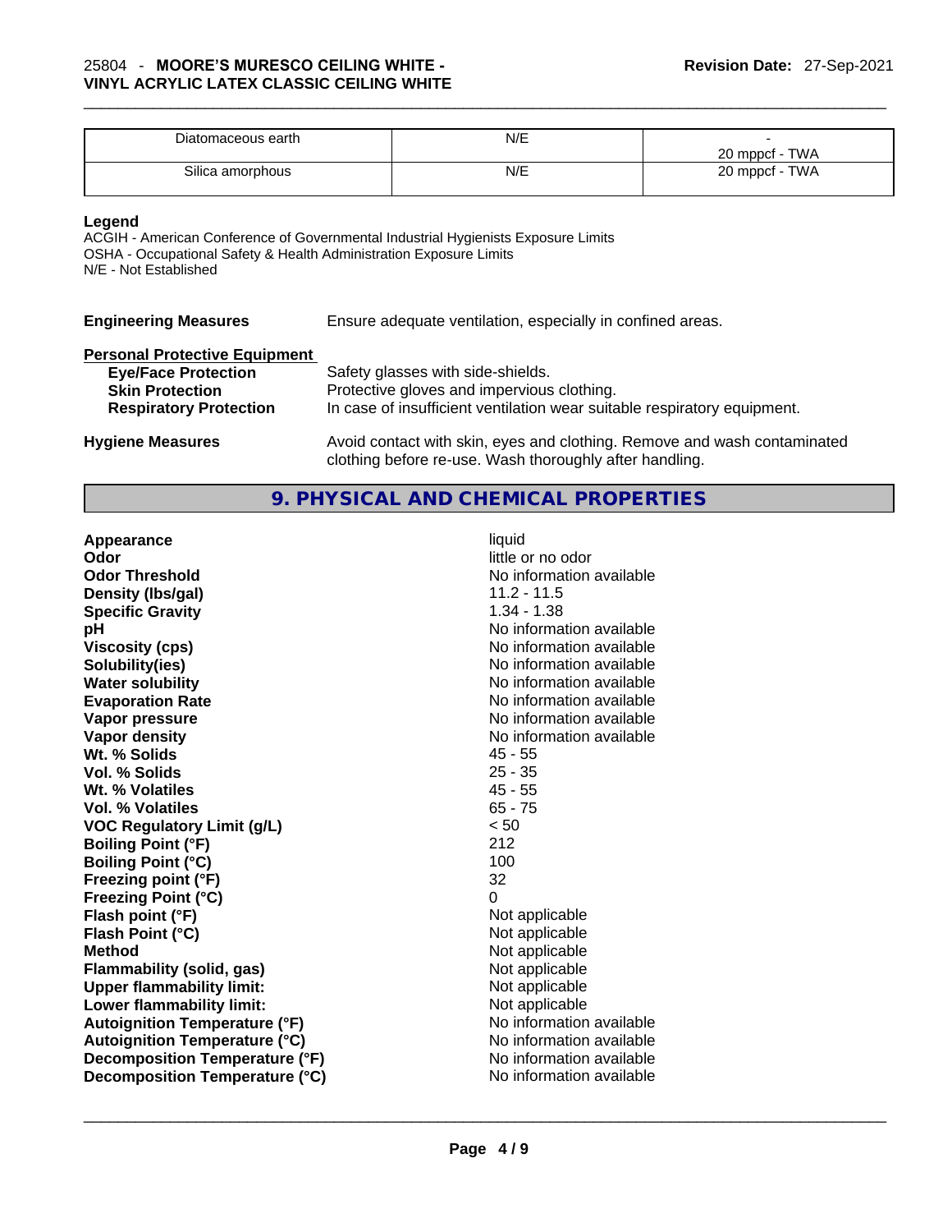| Diatomaceous earth | N/E | -<br>20 mppcf - TWA |
|---|---|---|
| Silica amorphous | N/E | 20 mppcf - TWA |

**Legend**

ACGIH - American Conference of Governmental Industrial Hygienists Exposure Limits
OSHA - Occupational Safety & Health Administration Exposure Limits
N/E - Not Established

**Engineering Measures** Ensure adequate ventilation, especially in confined areas.

**Personal Protective Equipment**

**Eye/Face Protection** Safety glasses with side-shields.
**Skin Protection** Protective gloves and impervious clothing.
**Respiratory Protection** In case of insufficient ventilation wear suitable respiratory equipment.

**Hygiene Measures** Avoid contact with skin, eyes and clothing. Remove and wash contaminated clothing before re-use. Wash thoroughly after handling.

## 9. PHYSICAL AND CHEMICAL PROPERTIES

| Property | Value |
|---|---|
| **Appearance** | liquid |
| **Odor** | little or no odor |
| **Odor Threshold** | No information available |
| **Density (lbs/gal)** | 11.2 - 11.5 |
| **Specific Gravity** | 1.34 - 1.38 |
| **pH** | No information available |
| **Viscosity (cps)** | No information available |
| **Solubility(ies)** | No information available |
| **Water solubility** | No information available |
| **Evaporation Rate** | No information available |
| **Vapor pressure** | No information available |
| **Vapor density** | No information available |
| **Wt. % Solids** | 45 - 55 |
| **Vol. % Solids** | 25 - 35 |
| **Wt. % Volatiles** | 45 - 55 |
| **Vol. % Volatiles** | 65 - 75 |
| **VOC Regulatory Limit (g/L)** | < 50 |
| **Boiling Point (°F)** | 212 |
| **Boiling Point (°C)** | 100 |
| **Freezing point (°F)** | 32 |
| **Freezing Point (°C)** | 0 |
| **Flash point (°F)** | Not applicable |
| **Flash Point (°C)** | Not applicable |
| **Method** | Not applicable |
| **Flammability (solid, gas)** | Not applicable |
| **Upper flammability limit:** | Not applicable |
| **Lower flammability limit:** | Not applicable |
| **Autoignition Temperature (°F)** | No information available |
| **Autoignition Temperature (°C)** | No information available |
| **Decomposition Temperature (°F)** | No information available |
| **Decomposition Temperature (°C)** | No information available |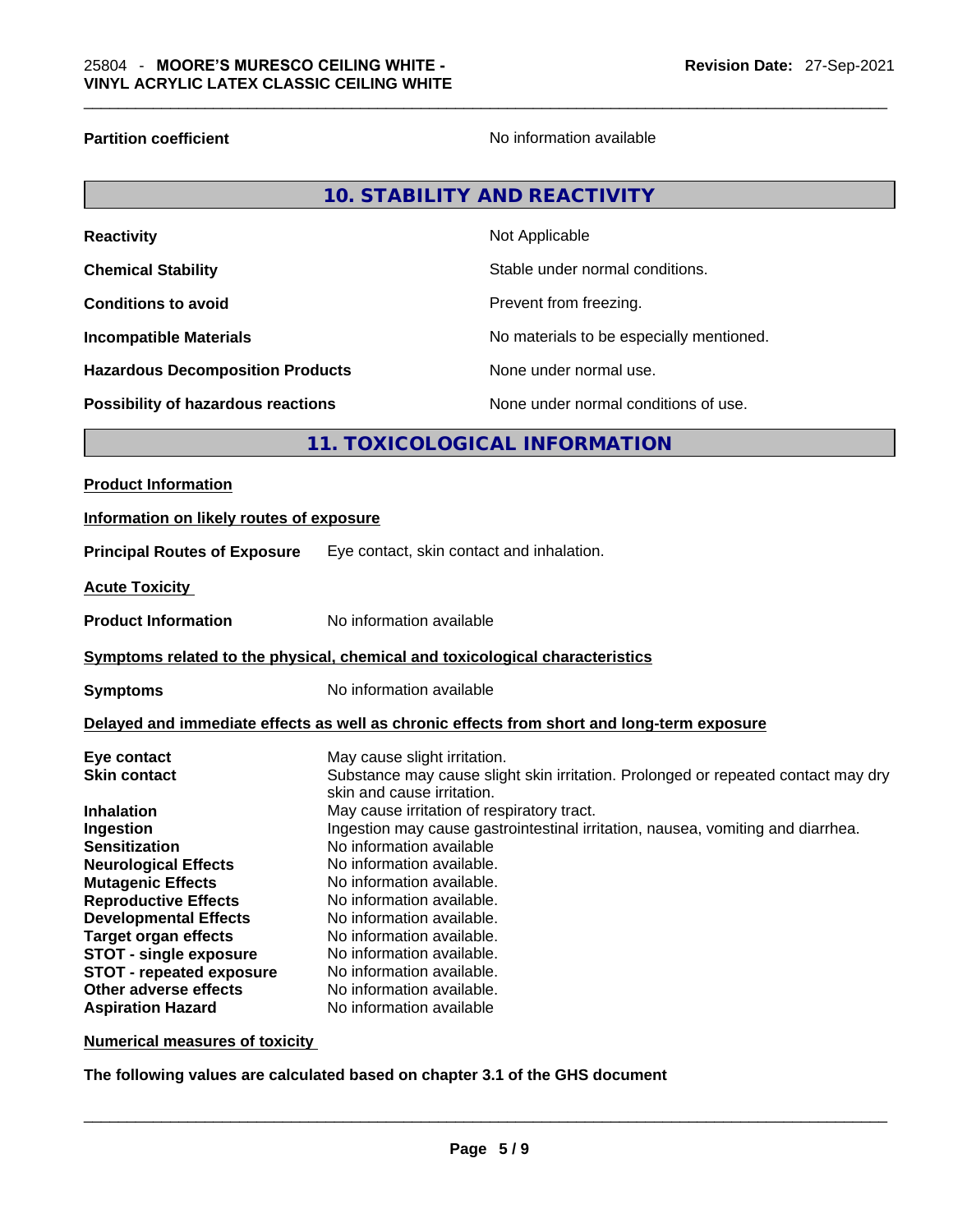| | |
|---|---|
| **Partition coefficient** | No information available |

## 10. STABILITY AND REACTIVITY

| | |
|---|---|
| **Reactivity** | Not Applicable |
| **Chemical Stability** | Stable under normal conditions. |
| **Conditions to avoid** | Prevent from freezing. |
| **Incompatible Materials** | No materials to be especially mentioned. |
| **Hazardous Decomposition Products** | None under normal use. |
| **Possibility of hazardous reactions** | None under normal conditions of use. |

## 11. TOXICOLOGICAL INFORMATION

**Product Information**

**Information on likely routes of exposure**

**Principal Routes of Exposure** Eye contact, skin contact and inhalation.

**Acute Toxicity**

**Product Information** No information available

**Symptoms related to the physical, chemical and toxicological characteristics**

**Symptoms** No information available

**Delayed and immediate effects as well as chronic effects from short and long-term exposure**

| | |
|---|---|
| **Eye contact** | May cause slight irritation. |
| **Skin contact** | Substance may cause slight skin irritation. Prolonged or repeated contact may dry skin and cause irritation. |
| **Inhalation** | May cause irritation of respiratory tract. |
| **Ingestion** | Ingestion may cause gastrointestinal irritation, nausea, vomiting and diarrhea. |
| **Sensitization** | No information available |
| **Neurological Effects** | No information available. |
| **Mutagenic Effects** | No information available. |
| **Reproductive Effects** | No information available. |
| **Developmental Effects** | No information available. |
| **Target organ effects** | No information available. |
| **STOT - single exposure** | No information available. |
| **STOT - repeated exposure** | No information available. |
| **Other adverse effects** | No information available. |
| **Aspiration Hazard** | No information available |

**Numerical measures of toxicity**

**The following values are calculated based on chapter 3.1 of the GHS document**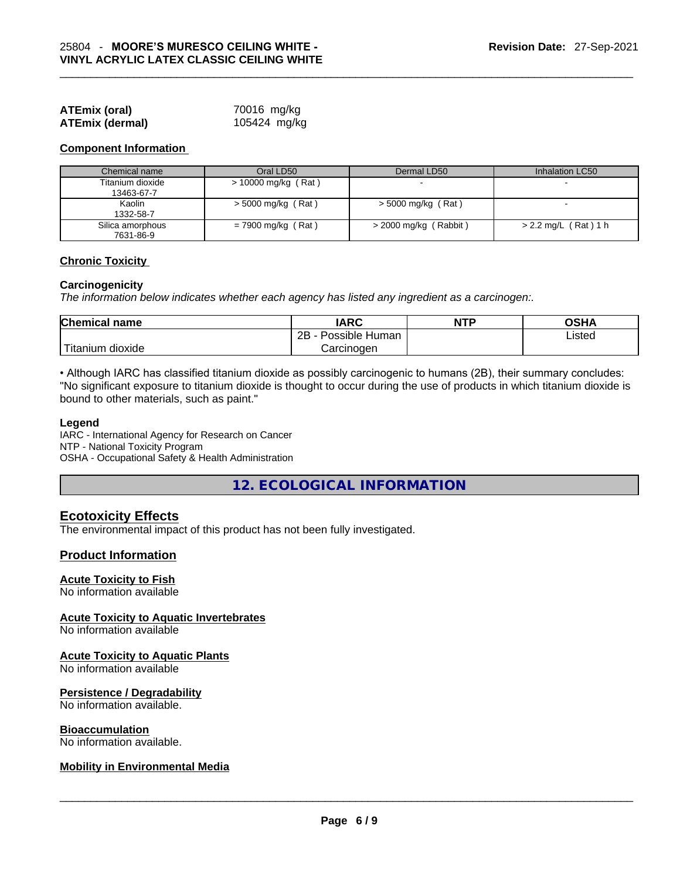| | |
|---|---|
| **ATEmix (oral)** | 70016 mg/kg |
| **ATEmix (dermal)** | 105424 mg/kg |

**Component Information**

| Chemical name | Oral LD50 | Dermal LD50 | Inhalation LC50 |
|---|---|---|---|
| Titanium dioxide<br>13463-67-7 | > 10000 mg/kg ( Rat ) | - | - |
| Kaolin<br>1332-58-7 | > 5000 mg/kg ( Rat ) | > 5000 mg/kg ( Rat ) | - |
| Silica amorphous<br>7631-86-9 | = 7900 mg/kg ( Rat ) | > 2000 mg/kg ( Rabbit ) | > 2.2 mg/L ( Rat ) 1 h |

**Chronic Toxicity**

**Carcinogenicity**

*The information below indicates whether each agency has listed any ingredient as a carcinogen:.*

| Chemical name | IARC | NTP | OSHA |
|---|---|---|---|
| Titanium dioxide | 2B - Possible Human Carcinogen | | Listed |

• Although IARC has classified titanium dioxide as possibly carcinogenic to humans (2B), their summary concludes: "No significant exposure to titanium dioxide is thought to occur during the use of products in which titanium dioxide is bound to other materials, such as paint."

**Legend**

IARC - International Agency for Research on Cancer
NTP - National Toxicity Program
OSHA - Occupational Safety & Health Administration

## 12. ECOLOGICAL INFORMATION

### Ecotoxicity Effects

The environmental impact of this product has not been fully investigated.

### Product Information

**Acute Toxicity to Fish**

No information available

**Acute Toxicity to Aquatic Invertebrates**

No information available

**Acute Toxicity to Aquatic Plants**

No information available

**Persistence / Degradability**

No information available.

**Bioaccumulation**

No information available.

**Mobility in Environmental Media**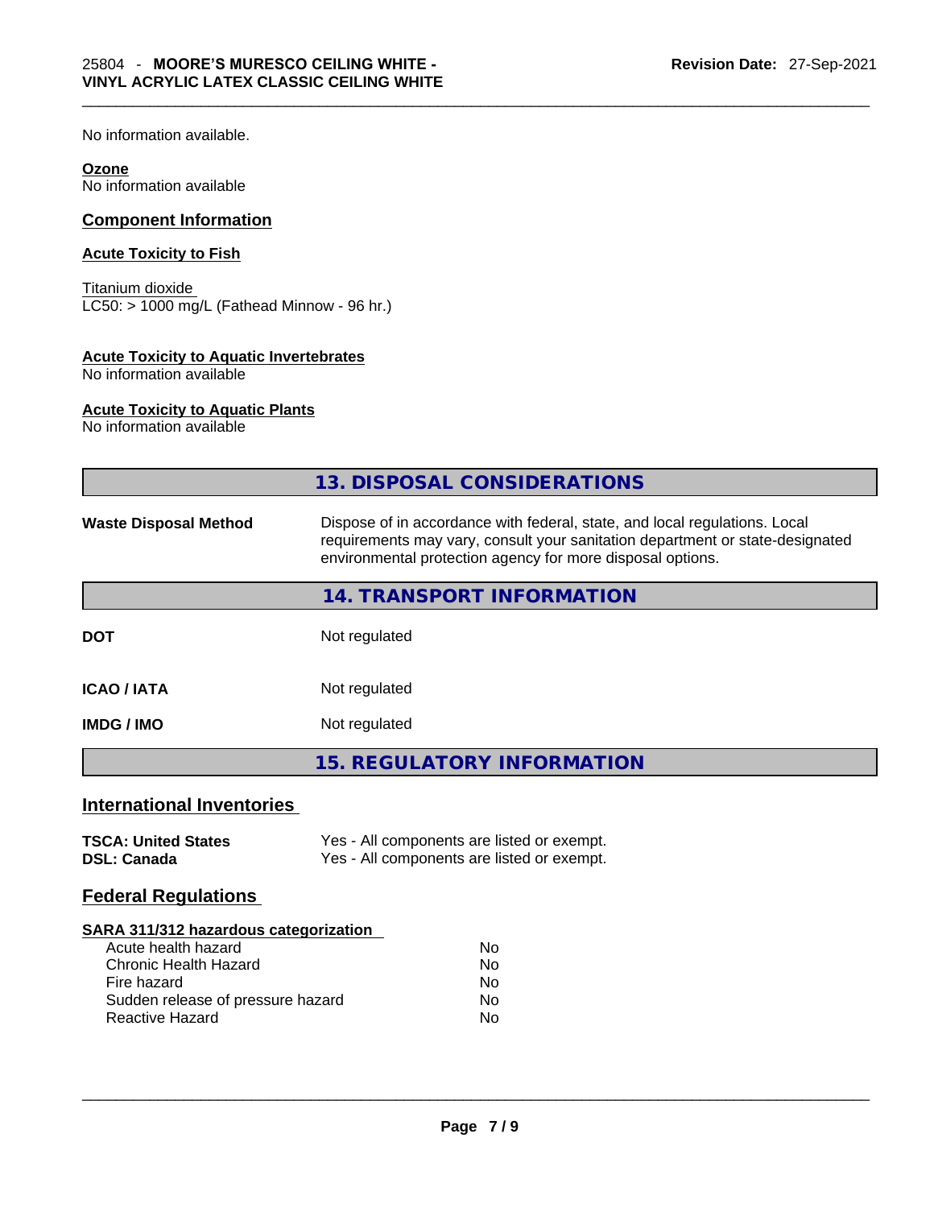No information available.

**Ozone**
No information available

## Component Information

**Acute Toxicity to Fish**

Titanium dioxide
LC50: > 1000 mg/L (Fathead Minnow - 96 hr.)

**Acute Toxicity to Aquatic Invertebrates**
No information available

**Acute Toxicity to Aquatic Plants**
No information available

## 13. DISPOSAL CONSIDERATIONS

**Waste Disposal Method** Dispose of in accordance with federal, state, and local regulations. Local requirements may vary, consult your sanitation department or state-designated environmental protection agency for more disposal options.

## 14. TRANSPORT INFORMATION

| | |
|---|---|
| **DOT** | Not regulated |
| **ICAO / IATA** | Not regulated |
| **IMDG / IMO** | Not regulated |

## 15. REGULATORY INFORMATION

### International Inventories

| | |
|---|---|
| **TSCA: United States** | Yes - All components are listed or exempt. |
| **DSL: Canada** | Yes - All components are listed or exempt. |

### Federal Regulations

**SARA 311/312 hazardous categorization**

| | |
|---|---|
| Acute health hazard | No |
| Chronic Health Hazard | No |
| Fire hazard | No |
| Sudden release of pressure hazard | No |
| Reactive Hazard | No |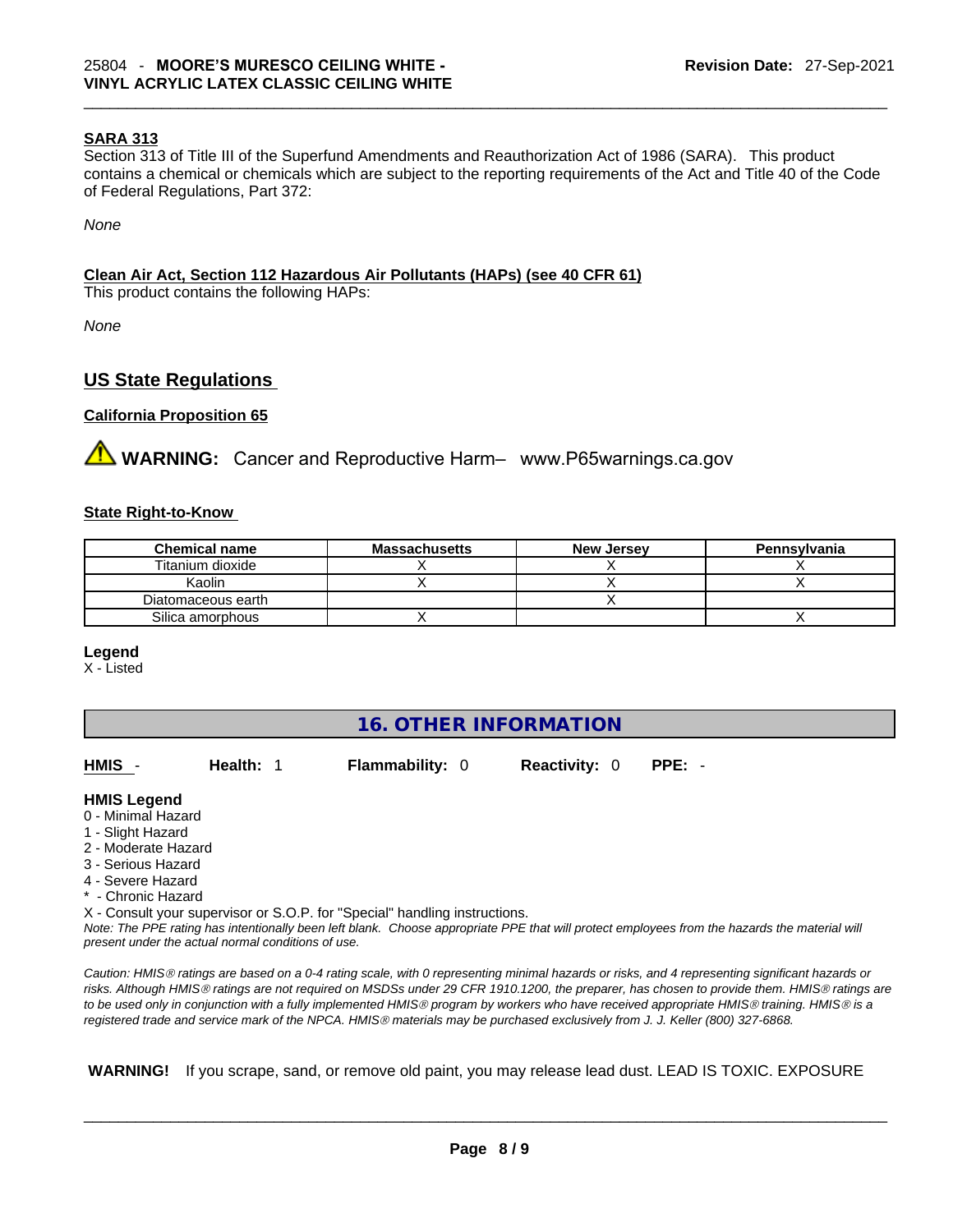#### SARA 313

Section 313 of Title III of the Superfund Amendments and Reauthorization Act of 1986 (SARA). This product contains a chemical or chemicals which are subject to the reporting requirements of the Act and Title 40 of the Code of Federal Regulations, Part 372:

*None*

#### Clean Air Act, Section 112 Hazardous Air Pollutants (HAPs) (see 40 CFR 61)

This product contains the following HAPs:

*None*

## US State Regulations

#### California Proposition 65

⚠ **WARNING:** Cancer and Reproductive Harm– www.P65warnings.ca.gov

#### State Right-to-Know

| Chemical name | Massachusetts | New Jersey | Pennsylvania |
|---|---|---|---|
| Titanium dioxide | X | X | X |
| Kaolin | X | X | X |
| Diatomaceous earth | | X | |
| Silica amorphous | X | | X |

**Legend**
X - Listed

## 16. OTHER INFORMATION

**HMIS** - **Health:** 1 **Flammability:** 0 **Reactivity:** 0 **PPE:** -

**HMIS Legend**
- 0 - Minimal Hazard
- 1 - Slight Hazard
- 2 - Moderate Hazard
- 3 - Serious Hazard
- 4 - Severe Hazard
- * - Chronic Hazard

X - Consult your supervisor or S.O.P. for "Special" handling instructions.

*Note: The PPE rating has intentionally been left blank. Choose appropriate PPE that will protect employees from the hazards the material will present under the actual normal conditions of use.*

*Caution: HMIS® ratings are based on a 0-4 rating scale, with 0 representing minimal hazards or risks, and 4 representing significant hazards or risks. Although HMIS® ratings are not required on MSDSs under 29 CFR 1910.1200, the preparer, has chosen to provide them. HMIS® ratings are to be used only in conjunction with a fully implemented HMIS® program by workers who have received appropriate HMIS® training. HMIS® is a registered trade and service mark of the NPCA. HMIS® materials may be purchased exclusively from J. J. Keller (800) 327-6868.*

**WARNING!** If you scrape, sand, or remove old paint, you may release lead dust. LEAD IS TOXIC. EXPOSURE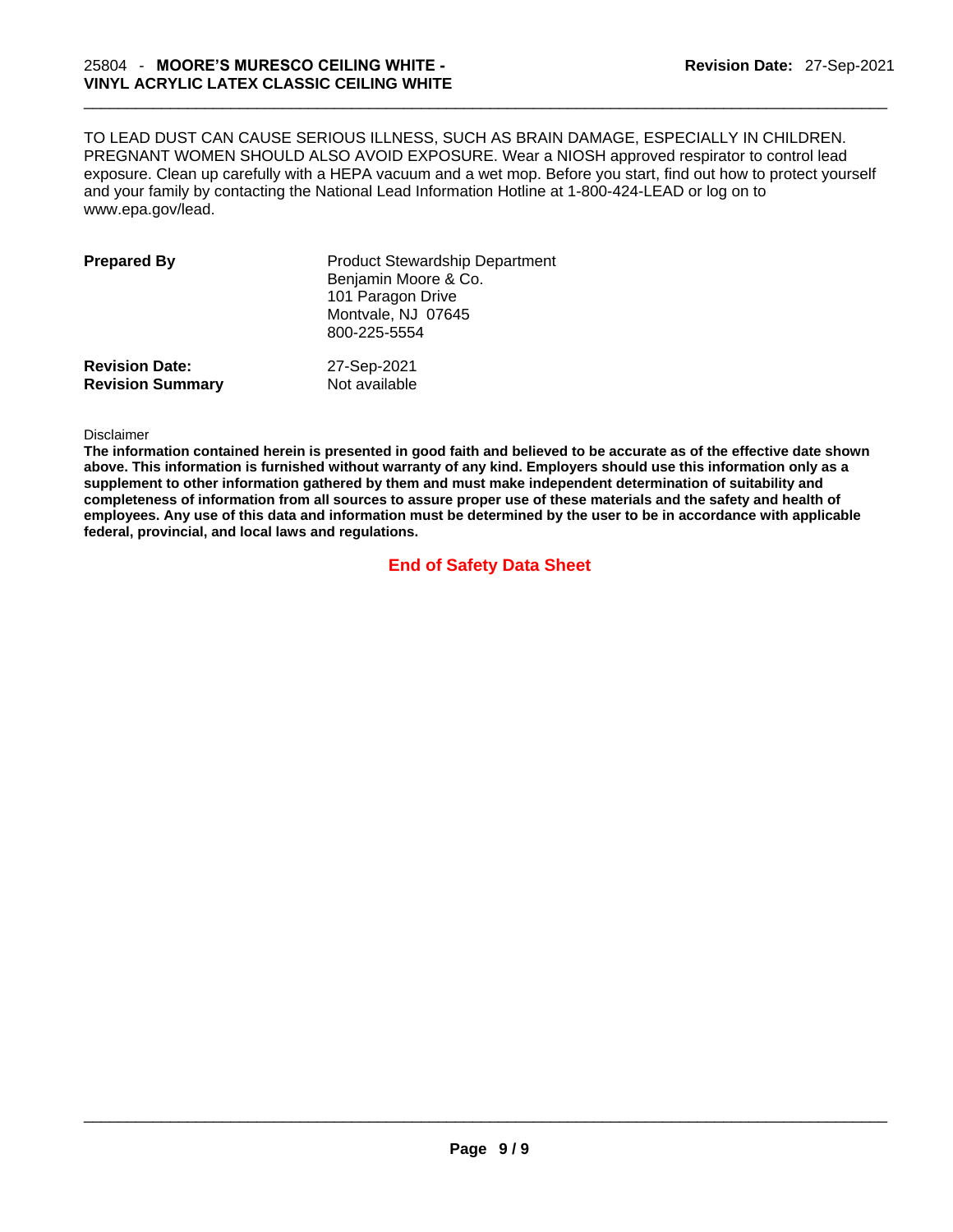TO LEAD DUST CAN CAUSE SERIOUS ILLNESS, SUCH AS BRAIN DAMAGE, ESPECIALLY IN CHILDREN. PREGNANT WOMEN SHOULD ALSO AVOID EXPOSURE. Wear a NIOSH approved respirator to control lead exposure. Clean up carefully with a HEPA vacuum and a wet mop. Before you start, find out how to protect yourself and your family by contacting the National Lead Information Hotline at 1-800-424-LEAD or log on to www.epa.gov/lead.

| | |
|---|---|
| **Prepared By** | Product Stewardship Department<br>Benjamin Moore & Co.<br>101 Paragon Drive<br>Montvale, NJ 07645<br>800-225-5554 |
| **Revision Date:** | 27-Sep-2021 |
| **Revision Summary** | Not available |

Disclaimer

**The information contained herein is presented in good faith and believed to be accurate as of the effective date shown above. This information is furnished without warranty of any kind. Employers should use this information only as a supplement to other information gathered by them and must make independent determination of suitability and completeness of information from all sources to assure proper use of these materials and the safety and health of employees. Any use of this data and information must be determined by the user to be in accordance with applicable federal, provincial, and local laws and regulations.**

**End of Safety Data Sheet**